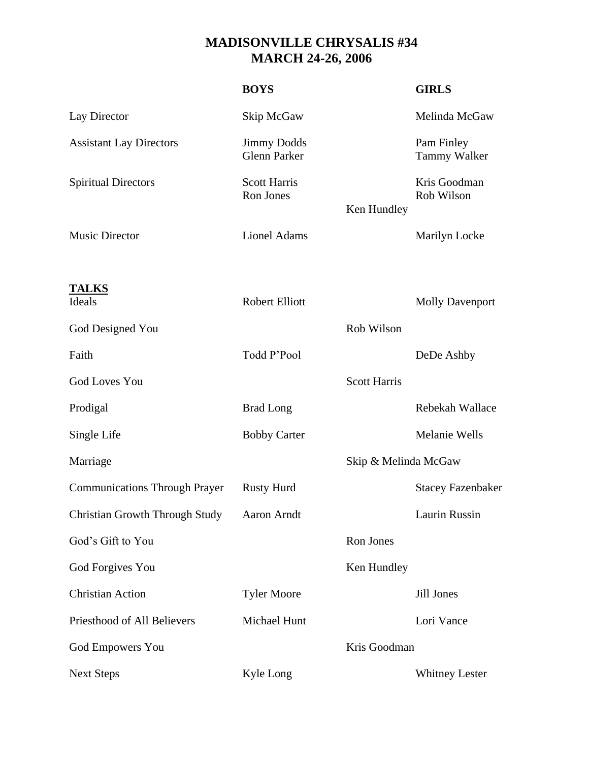# MADISONVILLE CHRYSALIS #34
## MARCH 24-26, 2006

| | BOYS | | GIRLS |
|---|---|---|---|
| Lay Director | Skip McGaw | | Melinda McGaw |
| Assistant Lay Directors | Jimmy Dodds<br>Glenn Parker | | Pam Finley<br>Tammy Walker |
| Spiritual Directors | Scott Harris<br>Ron Jones | Ken Hundley | Kris Goodman<br>Rob Wilson |
| Music Director | Lionel Adams | | Marilyn Locke |

**TALKS**

| | | | |
|---|---|---|---|
| Ideals | Robert Elliott | | Molly Davenport |
| God Designed You | | Rob Wilson | |
| Faith | Todd P'Pool | | DeDe Ashby |
| God Loves You | | Scott Harris | |
| Prodigal | Brad Long | | Rebekah Wallace |
| Single Life | Bobby Carter | | Melanie Wells |
| Marriage | | Skip & Melinda McGaw | |
| Communications Through Prayer | Rusty Hurd | | Stacey Fazenbaker |
| Christian Growth Through Study | Aaron Arndt | | Laurin Russin |
| God's Gift to You | | Ron Jones | |
| God Forgives You | | Ken Hundley | |
| Christian Action | Tyler Moore | | Jill Jones |
| Priesthood of All Believers | Michael Hunt | | Lori Vance |
| God Empowers You | | Kris Goodman | |
| Next Steps | Kyle Long | | Whitney Lester |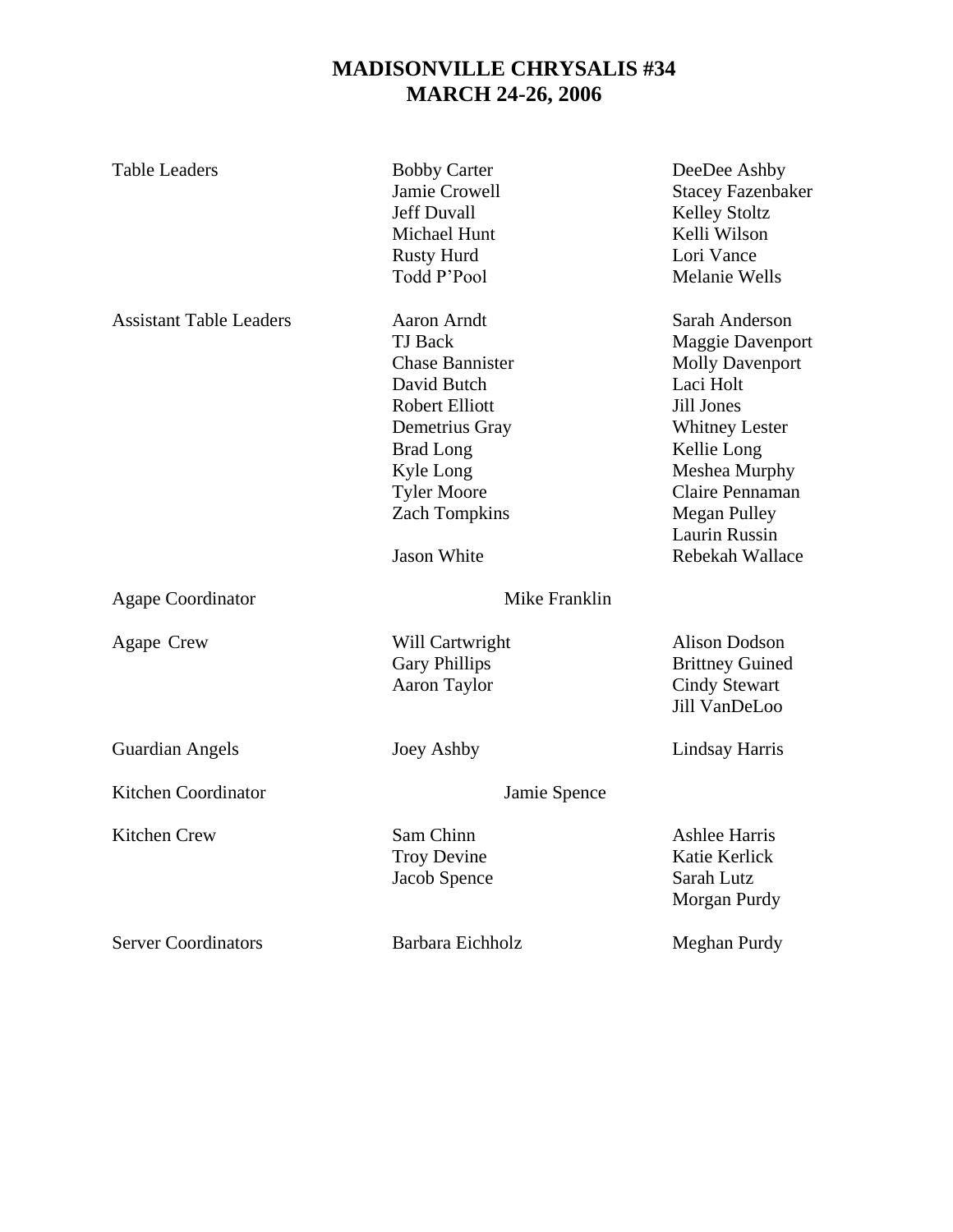# MADISONVILLE CHRYSALIS #34
# MARCH 24-26, 2006

| | | |
|---|---|---|
| Table Leaders | Bobby Carter | DeeDee Ashby |
| | Jamie Crowell | Stacey Fazenbaker |
| | Jeff Duvall | Kelley Stoltz |
| | Michael Hunt | Kelli Wilson |
| | Rusty Hurd | Lori Vance |
| | Todd P'Pool | Melanie Wells |
| Assistant Table Leaders | Aaron Arndt | Sarah Anderson |
| | TJ Back | Maggie Davenport |
| | Chase Bannister | Molly Davenport |
| | David Butch | Laci Holt |
| | Robert Elliott | Jill Jones |
| | Demetrius Gray | Whitney Lester |
| | Brad Long | Kellie Long |
| | Kyle Long | Meshea Murphy |
| | Tyler Moore | Claire Pennaman |
| | Zach Tompkins | Megan Pulley |
| | | Laurin Russin |
| | Jason White | Rebekah Wallace |
| Agape Coordinator | Mike Franklin | |
| Agape Crew | Will Cartwright | Alison Dodson |
| | Gary Phillips | Brittney Guined |
| | Aaron Taylor | Cindy Stewart |
| | | Jill VanDeLoo |
| Guardian Angels | Joey Ashby | Lindsay Harris |
| Kitchen Coordinator | Jamie Spence | |
| Kitchen Crew | Sam Chinn | Ashlee Harris |
| | Troy Devine | Katie Kerlick |
| | Jacob Spence | Sarah Lutz |
| | | Morgan Purdy |
| Server Coordinators | Barbara Eichholz | Meghan Purdy |